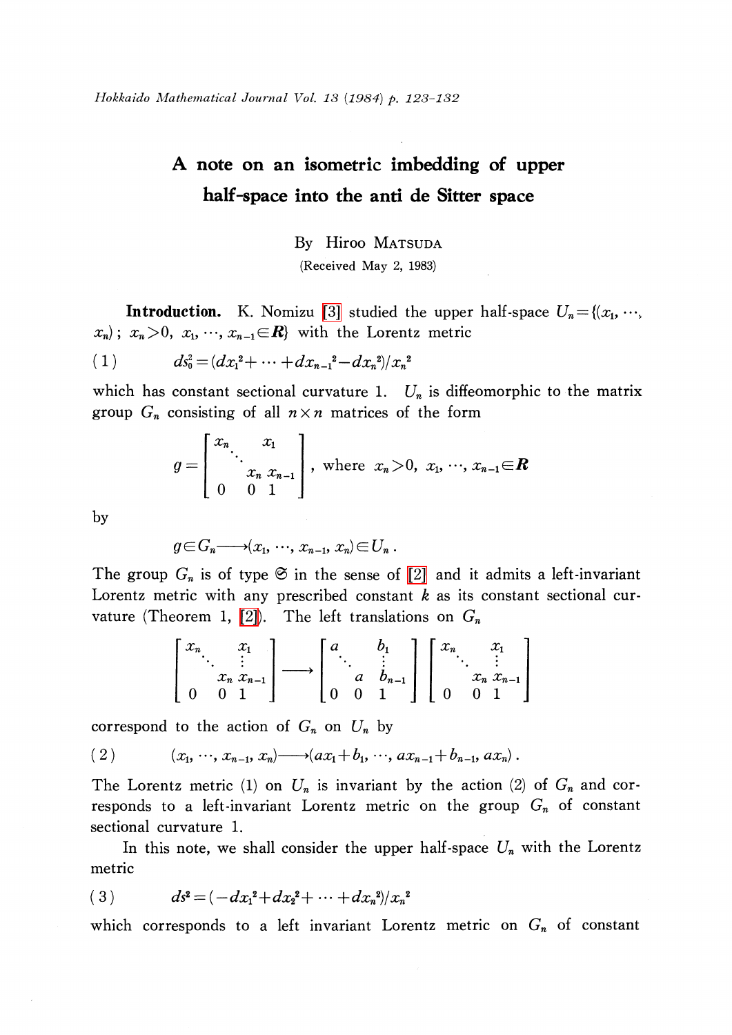# A note on an isometric imbedding of upper half-space into the anti de Sitter space

By Hiroo MATSUDA

(Received May 2, 1983)

**Introduction.** K. Nomizu [3] studied the upper half-space $U_n = \{(x_1, \cdots, x_n); x_n > 0, x_1, \cdots, x_{n-1} \in \boldsymbol{R}\}$ with the Lorentz metric

$$ds_0^2 = (dx_1^2 + \cdots + dx_{n-1}^2 - dx_n^2)/x_n^2 \tag{1}$$

which has constant sectional curvature 1. $U_n$ is diffeomorphic to the matrix group $G_n$ consisting of all $n \times n$ matrices of the form

$$g = \begin{bmatrix} x_n & & x_1 \\ & \ddots & \\ & x_n & x_{n-1} \\ 0 & 0 & 1 \end{bmatrix}, \text{ where } x_n > 0, \; x_1, \cdots, x_{n-1} \in \boldsymbol{R}$$

by

$$g \in G_n \longrightarrow (x_1, \cdots, x_{n-1}, x_n) \in U_n .$$

The group $G_n$ is of type $\mathfrak{S}$ in the sense of [2] and it admits a left-invariant Lorentz metric with any prescribed constant $k$ as its constant sectional curvature (Theorem 1, [2]). The left translations on $G_n$

$$\begin{bmatrix} x_n & & x_1 \\ & \ddots & \vdots \\ & x_n & x_{n-1} \\ 0 & 0 & 1 \end{bmatrix} \longrightarrow \begin{bmatrix} a & & b_1 \\ & \ddots & \vdots \\ & a & b_{n-1} \\ 0 & 0 & 1 \end{bmatrix} \begin{bmatrix} x_n & & x_1 \\ & \ddots & \vdots \\ & x_n & x_{n-1} \\ 0 & 0 & 1 \end{bmatrix}$$

correspond to the action of $G_n$ on $U_n$ by

$$(x_1, \cdots, x_{n-1}, x_n) \longrightarrow (ax_1 + b_1, \cdots, ax_{n-1} + b_{n-1}, ax_n) . \tag{2}$$

The Lorentz metric (1) on $U_n$ is invariant by the action (2) of $G_n$ and corresponds to a left-invariant Lorentz metric on the group $G_n$ of constant sectional curvature 1.

In this note, we shall consider the upper half-space $U_n$ with the Lorentz metric

$$ds^2 = (-dx_1^2 + dx_2^2 + \cdots + dx_n^2)/x_n^2 \tag{3}$$

which corresponds to a left invariant Lorentz metric on $G_n$ of constant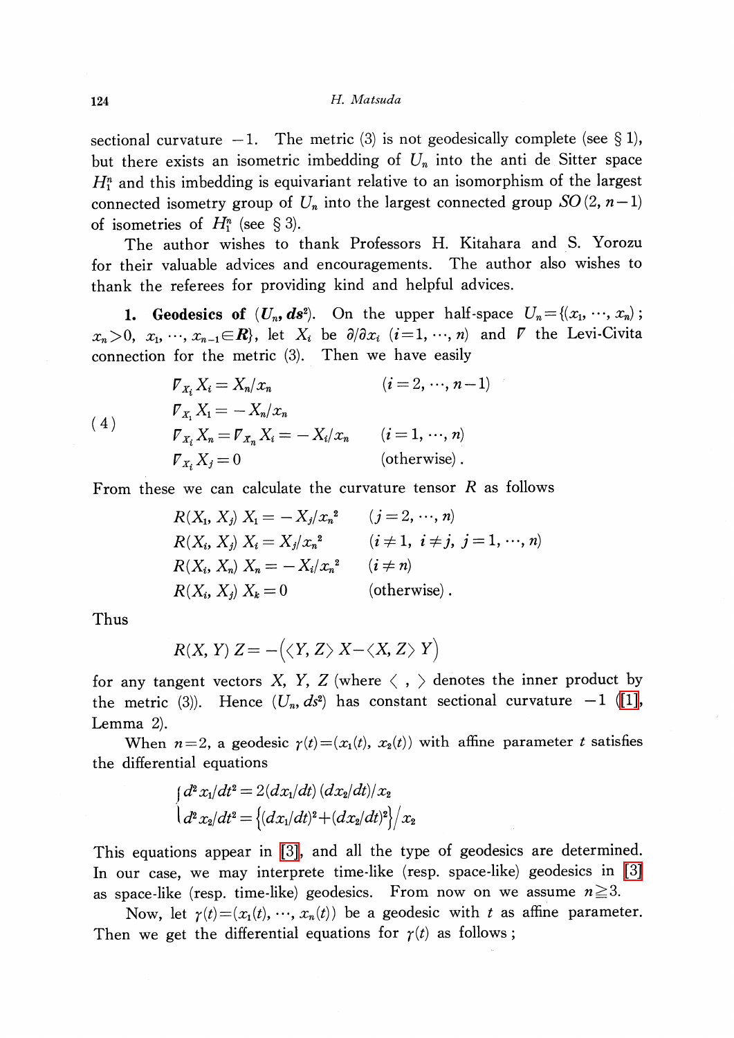sectional curvature $-1$. The metric (3) is not geodesically complete (see § 1), but there exists an isometric imbedding of $U_n$ into the anti de Sitter space $H_1^n$ and this imbedding is equivariant relative to an isomorphism of the largest connected isometry group of $U_n$ into the largest connected group $SO(2, n-1)$ of isometries of $H_1^n$ (see § 3).

The author wishes to thank Professors H. Kitahara and S. Yorozu for their valuable advices and encouragements. The author also wishes to thank the referees for providing kind and helpful advices.

**1. Geodesics of $(U_n, ds^2)$.** On the upper half-space $U_n = \{(x_1, \cdots, x_n);\ x_n > 0,\ x_1, \cdots, x_{n-1} \in \boldsymbol{R}\}$, let $X_i$ be $\partial/\partial x_i$ $(i=1, \cdots, n)$ and $\nabla$ the Levi-Civita connection for the metric (3). Then we have easily

$$
(4)\qquad
\begin{aligned}
&\nabla_{X_i} X_i = X_n/x_n && (i=2, \cdots, n-1)\\
&\nabla_{X_1} X_1 = -X_n/x_n && \\
&\nabla_{X_i} X_n = \nabla_{X_n} X_i = -X_i/x_n && (i=1, \cdots, n)\\
&\nabla_{X_i} X_j = 0 && (\text{otherwise}).
\end{aligned}
$$

From these we can calculate the curvature tensor $R$ as follows

$$
\begin{aligned}
&R(X_1, X_j)\, X_1 = -X_j/x_n^2 && (j=2, \cdots, n)\\
&R(X_i, X_j)\, X_i = X_j/x_n^2 && (i \neq 1,\ i \neq j,\ j=1, \cdots, n)\\
&R(X_i, X_n)\, X_n = -X_i/x_n^2 && (i \neq n)\\
&R(X_i, X_j)\, X_k = 0 && (\text{otherwise}).
\end{aligned}
$$

Thus

$$
R(X, Y)\, Z = -\big(\langle Y, Z\rangle X - \langle X, Z\rangle Y\big)
$$

for any tangent vectors $X$, $Y$, $Z$ (where $\langle\ ,\ \rangle$ denotes the inner product by the metric (3)). Hence $(U_n, ds^2)$ has constant sectional curvature $-1$ ([1], Lemma 2).

When $n=2$, a geodesic $\gamma(t) = (x_1(t), x_2(t))$ with affine parameter $t$ satisfies the differential equations

$$
\begin{cases}
d^2 x_1/dt^2 = 2(dx_1/dt)(dx_2/dt)/x_2\\
d^2 x_2/dt^2 = \left\{(dx_1/dt)^2 + (dx_2/dt)^2\right\}\big/ x_2
\end{cases}
$$

This equations appear in [3], and all the type of geodesics are determined. In our case, we may interprete time-like (resp. space-like) geodesics in [3] as space-like (resp. time-like) geodesics. From now on we assume $n \geqq 3$.

Now, let $\gamma(t) = (x_1(t), \cdots, x_n(t))$ be a geodesic with $t$ as affine parameter. Then we get the differential equations for $\gamma(t)$ as follows;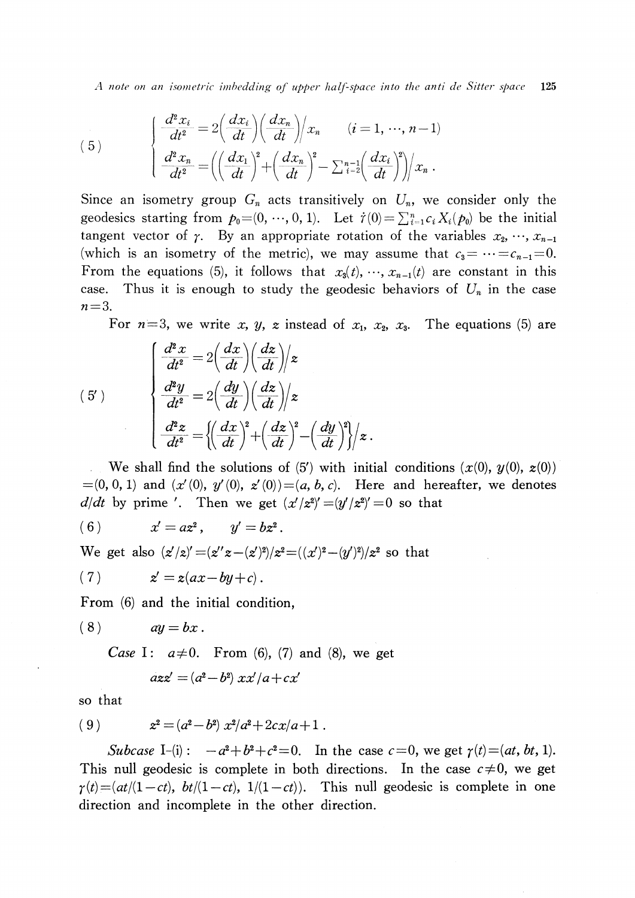$$
(5) \qquad \begin{cases} \dfrac{d^2 x_i}{dt^2} = 2\left(\dfrac{dx_i}{dt}\right)\left(\dfrac{dx_n}{dt}\right)\Big/ x_n \qquad (i = 1, \cdots, n-1) \\[2ex] \dfrac{d^2 x_n}{dt^2} = \left(\left(\dfrac{dx_1}{dt}\right)^2 + \left(\dfrac{dx_n}{dt}\right)^2 - \sum_{i=2}^{n-1}\left(\dfrac{dx_i}{dt}\right)^2\right)\Big/ x_n\,. \end{cases}
$$

Since an isometry group $G_n$ acts transitively on $U_n$, we consider only the geodesics starting from $p_0 = (0, \cdots, 0, 1)$. Let $\dot{\gamma}(0) = \sum_{i=1}^{n} c_i X_i(p_0)$ be the initial tangent vector of $\gamma$. By an appropriate rotation of the variables $x_2, \cdots, x_{n-1}$ (which is an isometry of the metric), we may assume that $c_3 = \cdots = c_{n-1} = 0$. From the equations (5), it follows that $x_3(t), \cdots, x_{n-1}(t)$ are constant in this case. Thus it is enough to study the geodesic behaviors of $U_n$ in the case $n = 3$.

For $n = 3$, we write $x$, $y$, $z$ instead of $x_1$, $x_2$, $x_3$. The equations (5) are

$$
(5') \qquad \begin{cases} \dfrac{d^2 x}{dt^2} = 2\left(\dfrac{dx}{dt}\right)\left(\dfrac{dz}{dt}\right)\Big/ z \\[2ex] \dfrac{d^2 y}{dt^2} = 2\left(\dfrac{dy}{dt}\right)\left(\dfrac{dz}{dt}\right)\Big/ z \\[2ex] \dfrac{d^2 z}{dt^2} = \left\{\left(\dfrac{dx}{dt}\right)^2 + \left(\dfrac{dz}{dt}\right)^2 - \left(\dfrac{dy}{dt}\right)^2\right\}\Big/ z\,. \end{cases}
$$

We shall find the solutions of (5′) with initial conditions $(x(0), y(0), z(0)) = (0, 0, 1)$ and $(x'(0), y'(0), z'(0)) = (a, b, c)$. Here and hereafter, we denotes $d/dt$ by prime ′. Then we get $(x'/z^2)' = (y'/z^2)' = 0$ so that

$$
(6) \qquad x' = az^2, \qquad y' = bz^2.
$$

We get also $(z'/z)' = (z''z - (z')^2)/z^2 = ((x')^2 - (y')^2)/z^2$ so that

$$
(7) \qquad z' = z(ax - by + c).
$$

From (6) and the initial condition,

$$
(8) \qquad ay = bx.
$$

*Case* I: $a \neq 0$. From (6), (7) and (8), we get

$$
azz' = (a^2 - b^2)\, xx'/a + cx'
$$

so that

$$
(9) \qquad z^2 = (a^2 - b^2)\, x^2/a^2 + 2cx/a + 1\,.
$$

*Subcase* I-(i): $-a^2 + b^2 + c^2 = 0$. In the case $c = 0$, we get $\gamma(t) = (at, bt, 1)$. This null geodesic is complete in both directions. In the case $c \neq 0$, we get $\gamma(t) = (at/(1-ct),\ bt/(1-ct),\ 1/(1-ct))$. This null geodesic is complete in one direction and incomplete in the other direction.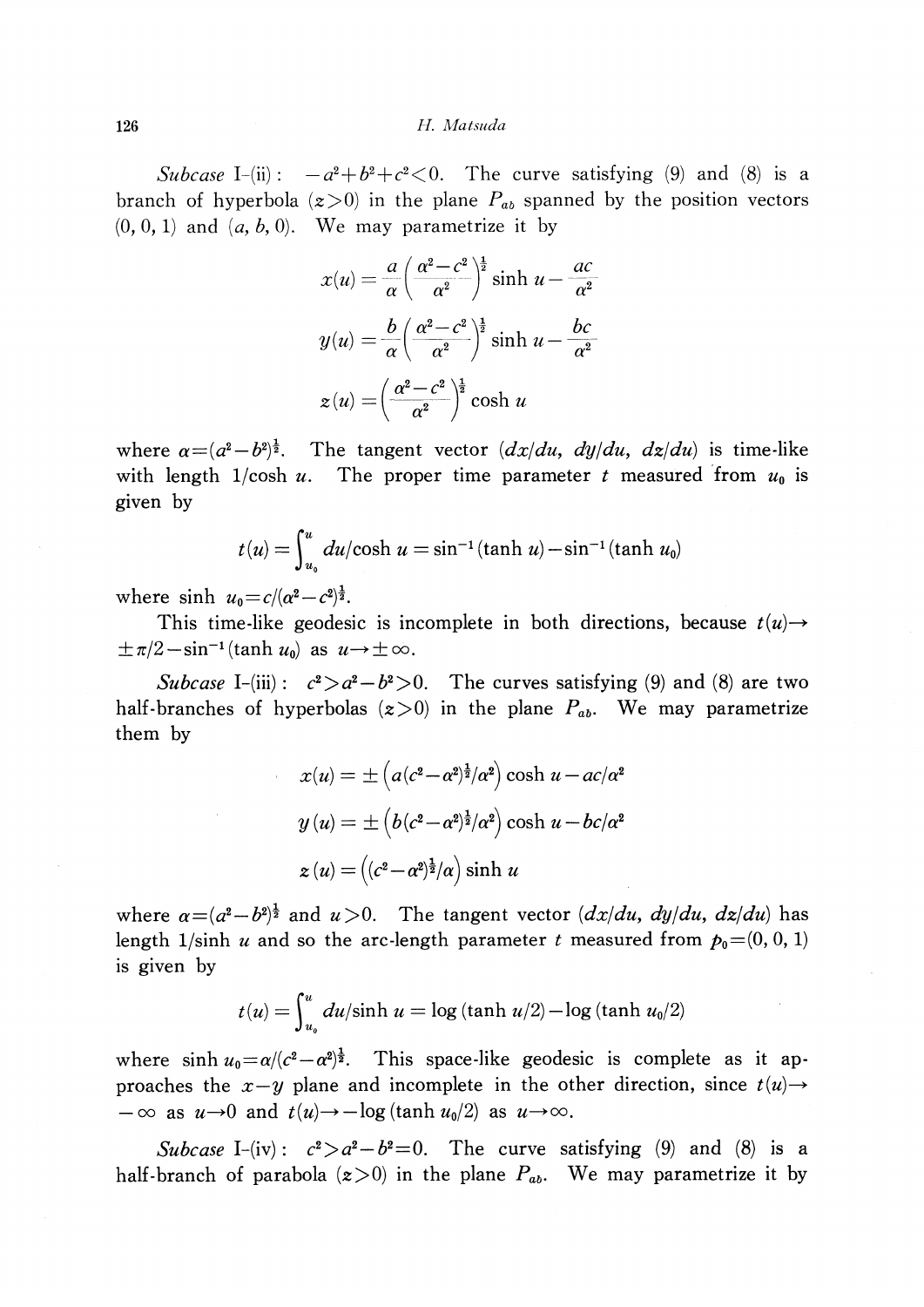*Subcase* I-(ii): $-a^2+b^2+c^2<0$. The curve satisfying (9) and (8) is a branch of hyperbola ($z>0$) in the plane $P_{ab}$ spanned by the position vectors $(0, 0, 1)$ and $(a, b, 0)$. We may parametrize it by

$$x(u) = \frac{a}{\alpha}\left(\frac{\alpha^2-c^2}{\alpha^2}\right)^{\frac{1}{2}} \sinh u - \frac{ac}{\alpha^2}$$

$$y(u) = \frac{b}{\alpha}\left(\frac{\alpha^2-c^2}{\alpha^2}\right)^{\frac{1}{2}} \sinh u - \frac{bc}{\alpha^2}$$

$$z(u) = \left(\frac{\alpha^2-c^2}{\alpha^2}\right)^{\frac{1}{2}} \cosh u$$

where $\alpha=(a^2-b^2)^{\frac{1}{2}}$. The tangent vector $(dx/du, dy/du, dz/du)$ is time-like with length $1/\cosh u$. The proper time parameter $t$ measured from $u_0$ is given by

$$t(u) = \int_{u_0}^{u} du/\cosh u = \sin^{-1}(\tanh u) - \sin^{-1}(\tanh u_0)$$

where $\sinh u_0 = c/(\alpha^2-c^2)^{\frac{1}{2}}$.

This time-like geodesic is incomplete in both directions, because $t(u)\to \pm\pi/2-\sin^{-1}(\tanh u_0)$ as $u\to\pm\infty$.

*Subcase* I-(iii): $c^2>a^2-b^2>0$. The curves satisfying (9) and (8) are two half-branches of hyperbolas ($z>0$) in the plane $P_{ab}$. We may parametrize them by

$$x(u) = \pm\left(a(c^2-\alpha^2)^{\frac{1}{2}}/\alpha^2\right)\cosh u - ac/\alpha^2$$

$$y(u) = \pm\left(b(c^2-\alpha^2)^{\frac{1}{2}}/\alpha^2\right)\cosh u - bc/\alpha^2$$

$$z(u) = \left((c^2-\alpha^2)^{\frac{1}{2}}/\alpha\right)\sinh u$$

where $\alpha=(a^2-b^2)^{\frac{1}{2}}$ and $u>0$. The tangent vector $(dx/du, dy/du, dz/du)$ has length $1/\sinh u$ and so the arc-length parameter $t$ measured from $p_0=(0, 0, 1)$ is given by

$$t(u) = \int_{u_0}^{u} du/\sinh u = \log(\tanh u/2) - \log(\tanh u_0/2)$$

where $\sinh u_0 = \alpha/(c^2-\alpha^2)^{\frac{1}{2}}$. This space-like geodesic is complete as it approaches the $x-y$ plane and incomplete in the other direction, since $t(u)\to -\infty$ as $u\to 0$ and $t(u)\to -\log(\tanh u_0/2)$ as $u\to\infty$.

*Subcase* I-(iv): $c^2>a^2-b^2=0$. The curve satisfying (9) and (8) is a half-branch of parabola ($z>0$) in the plane $P_{ab}$. We may parametrize it by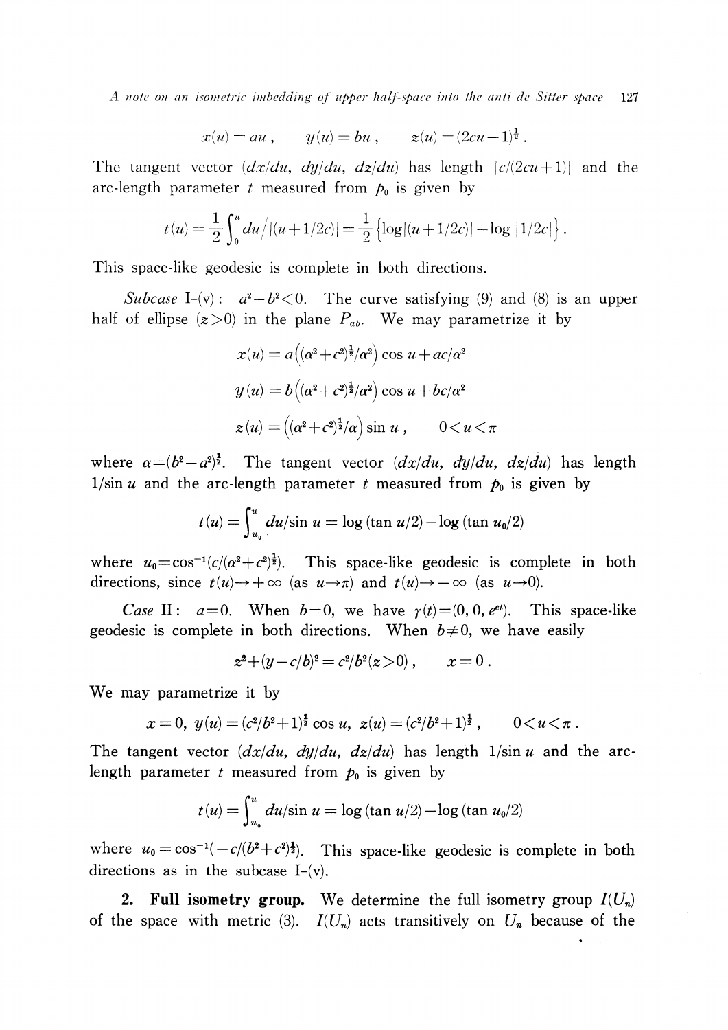$$x(u) = au\,, \qquad y(u) = bu\,, \qquad z(u) = (2cu+1)^{\frac{1}{2}}\,.$$

The tangent vector $(dx/du,\ dy/du,\ dz/du)$ has length $|c/(2cu+1)|$ and the arc-length parameter $t$ measured from $p_0$ is given by

$$t(u) = \frac{1}{2}\int_0^u du\Big/|(u+1/2c)| = \frac{1}{2}\Big\{\log|(u+1/2c)| - \log|1/2c|\Big\}\,.$$

This space-like geodesic is complete in both directions.

*Subcase* I-(v): $a^2-b^2<0$. The curve satisfying (9) and (8) is an upper half of ellipse $(z>0)$ in the plane $P_{ab}$. We may parametrize it by

$$x(u) = a\Big((\alpha^2+c^2)^{\frac{1}{2}}/\alpha^2\Big)\cos u + ac/\alpha^2$$

$$y(u) = b\Big((\alpha^2+c^2)^{\frac{1}{2}}/\alpha^2\Big)\cos u + bc/\alpha^2$$

$$z(u) = \Big((\alpha^2+c^2)^{\frac{1}{2}}/\alpha\Big)\sin u\,, \qquad 0<u<\pi$$

where $\alpha=(b^2-a^2)^{\frac{1}{2}}$. The tangent vector $(dx/du,\ dy/du,\ dz/du)$ has length $1/\sin u$ and the arc-length parameter $t$ measured from $p_0$ is given by

$$t(u) = \int_{u_0}^u du/\sin u = \log(\tan u/2) - \log(\tan u_0/2)$$

where $u_0=\cos^{-1}(c/(\alpha^2+c^2)^{\frac{1}{2}})$. This space-like geodesic is complete in both directions, since $t(u)\to+\infty$ (as $u\to\pi$) and $t(u)\to-\infty$ (as $u\to 0$).

*Case* II: $a=0$. When $b=0$, we have $\gamma(t)=(0,0,e^{ct})$. This space-like geodesic is complete in both directions. When $b\neq 0$, we have easily

$$z^2+(y-c/b)^2 = c^2/b^2 (z>0)\,, \qquad x=0\,.$$

We may parametrize it by

$$x=0,\ y(u)=(c^2/b^2+1)^{\frac{1}{2}}\cos u,\ z(u)=(c^2/b^2+1)^{\frac{1}{2}}\,, \qquad 0<u<\pi\,.$$

The tangent vector $(dx/du,\ dy/du,\ dz/du)$ has length $1/\sin u$ and the arc-length parameter $t$ measured from $p_0$ is given by

$$t(u) = \int_{u_0}^u du/\sin u = \log(\tan u/2) - \log(\tan u_0/2)$$

where $u_0=\cos^{-1}(-c/(b^2+c^2)^{\frac{1}{2}})$. This space-like geodesic is complete in both directions as in the subcase I-(v).

**2. Full isometry group.** We determine the full isometry group $I(U_n)$ of the space with metric (3). $I(U_n)$ acts transitively on $U_n$ because of the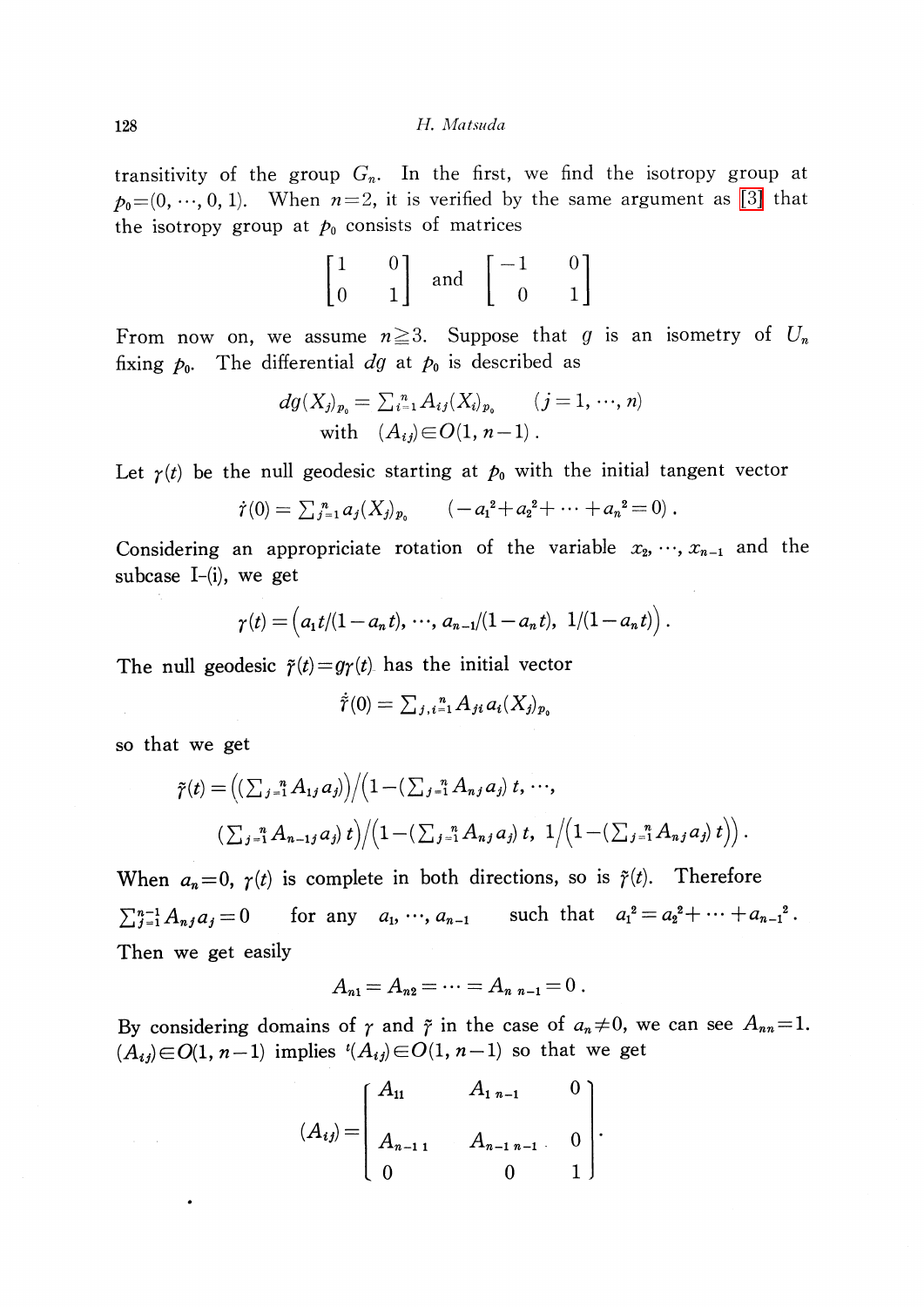transitivity of the group $G_n$. In the first, we find the isotropy group at $p_0=(0, \cdots, 0, 1)$. When $n=2$, it is verified by the same argument as [3] that the isotropy group at $p_0$ consists of matrices

$$\begin{bmatrix} 1 & 0 \\ 0 & 1 \end{bmatrix} \text{ and } \begin{bmatrix} -1 & 0 \\ 0 & 1 \end{bmatrix}$$

From now on, we assume $n \geqq 3$. Suppose that $g$ is an isometry of $U_n$ fixing $p_0$. The differential $dg$ at $p_0$ is described as

$$dg(X_j)_{p_0} = \sum_{i=1}^{n} A_{ij}(X_i)_{p_0} \qquad (j=1, \cdots, n)$$
$$\text{with} \quad (A_{ij}) \in O(1, n-1) .$$

Let $\gamma(t)$ be the null geodesic starting at $p_0$ with the initial tangent vector

$$\dot{\gamma}(0) = \sum_{j=1}^{n} a_j (X_j)_{p_0} \qquad (-a_1^2 + a_2^2 + \cdots + a_n^2 = 0) .$$

Considering an appropriciate rotation of the variable $x_2, \cdots, x_{n-1}$ and the subcase I-(i), we get

$$\gamma(t) = \left(a_1 t/(1-a_n t), \cdots, a_{n-1}/(1-a_n t), \ 1/(1-a_n t)\right) .$$

The null geodesic $\tilde{\gamma}(t) = g\gamma(t)$ has the initial vector

$$\dot{\tilde{\gamma}}(0) = \sum_{j,i=1}^{n} A_{ji} a_i (X_j)_{p_0}$$

so that we get

$$\tilde{\gamma}(t) = \left((\textstyle\sum_{j=1}^{n} A_{1j} a_j)\right) \Big/ \left(1 - (\textstyle\sum_{j=1}^{n} A_{nj} a_j)\, t, \cdots,\right.$$
$$\left.(\textstyle\sum_{j=1}^{n} A_{n-1j} a_j)\, t\right) \Big/ \left(1 - (\textstyle\sum_{j=1}^{n} A_{nj} a_j)\, t, \ 1 \Big/ \left(1 - (\textstyle\sum_{j=1}^{n} A_{nj} a_j)\, t\right)\right) .$$

When $a_n = 0$, $\gamma(t)$ is complete in both directions, so is $\tilde{\gamma}(t)$. Therefore

$$\sum_{j=1}^{n-1} A_{nj} a_j = 0 \qquad \text{for any } a_1, \cdots, a_{n-1} \qquad \text{such that } a_1^2 = a_2^2 + \cdots + a_{n-1}^2 .$$

Then we get easily

$$A_{n1} = A_{n2} = \cdots = A_{n\, n-1} = 0 .$$

By considering domains of $\gamma$ and $\tilde{\gamma}$ in the case of $a_n \neq 0$, we can see $A_{nn}=1$. $(A_{ij}) \in O(1, n-1)$ implies ${}^t(A_{ij}) \in O(1, n-1)$ so that we get

$$(A_{ij}) = \begin{bmatrix} A_{11} & A_{1\, n-1} & 0 \\ & & \\ A_{n-1\, 1} & A_{n-1\, n-1} & 0 \\ 0 & 0 & 1 \end{bmatrix} .$$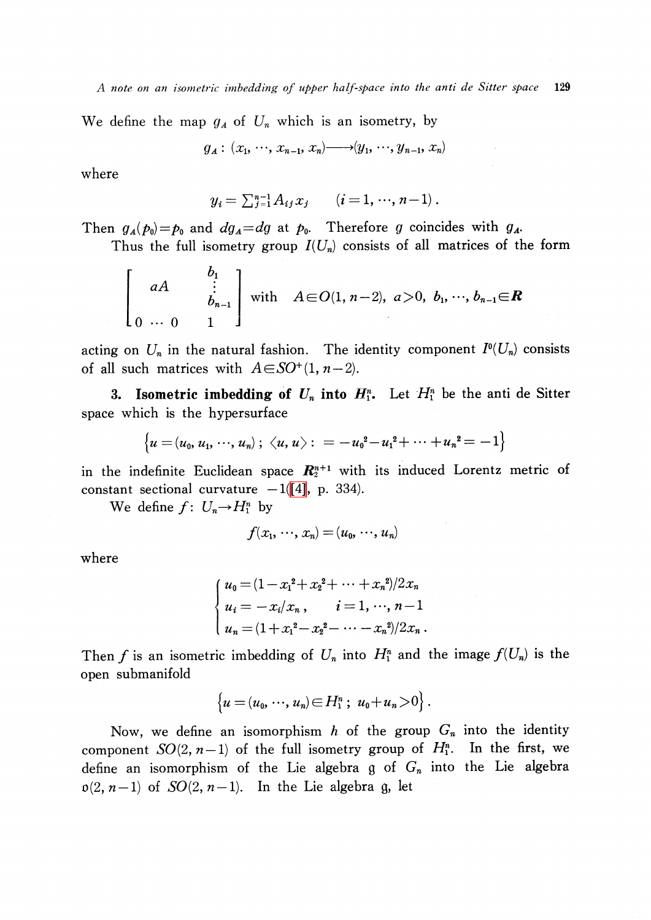We define the map $g_A$ of $U_n$ which is an isometry, by

$$g_A : (x_1, \cdots, x_{n-1}, x_n) \longrightarrow (y_1, \cdots, y_{n-1}, x_n)$$

where

$$y_i = \sum_{j=1}^{n-1} A_{ij} x_j \qquad (i = 1, \cdots, n-1).$$

Then $g_A(p_0) = p_0$ and $dg_A = dg$ at $p_0$. Therefore $g$ coincides with $g_A$.

Thus the full isometry group $I(U_n)$ consists of all matrices of the form

$$\begin{bmatrix} aA & \begin{matrix} b_1 \\ \vdots \\ b_{n-1} \end{matrix} \\ 0 \cdots 0 & 1 \end{bmatrix} \quad \text{with} \quad A \in O(1, n-2),\ a > 0,\ b_1, \cdots, b_{n-1} \in \boldsymbol{R}$$

acting on $U_n$ in the natural fashion. The identity component $I^0(U_n)$ consists of all such matrices with $A \in SO^+(1, n-2)$.

**3. Isometric imbedding of $U_n$ into $H_1^n$.** Let $H_1^n$ be the anti de Sitter space which is the hypersurface

$$\left\{ u = (u_0, u_1, \cdots, u_n)\,;\ \langle u, u \rangle : \ = -u_0^2 - u_1^2 + \cdots + u_n^2 = -1 \right\}$$

in the indefinite Euclidean space $\boldsymbol{R}_2^{n+1}$ with its induced Lorentz metric of constant sectional curvature $-1$([4], p. 334).

We define $f\colon U_n \to H_1^n$ by

$$f(x_1, \cdots, x_n) = (u_0, \cdots, u_n)$$

where

$$\begin{cases} u_0 = (1 - x_1^2 + x_2^2 + \cdots + x_n^2)/2x_n \\ u_i = -x_i/x_n\,, \qquad i = 1, \cdots, n-1 \\ u_n = (1 + x_1^2 - x_2^2 - \cdots - x_n^2)/2x_n\,. \end{cases}$$

Then $f$ is an isometric imbedding of $U_n$ into $H_1^n$ and the image $f(U_n)$ is the open submanifold

$$\left\{ u = (u_0, \cdots, u_n) \in H_1^n\,;\ u_0 + u_n > 0 \right\}.$$

Now, we define an isomorphism $h$ of the group $G_n$ into the identity component $SO(2, n-1)$ of the full isometry group of $H_1^n$. In the first, we define an isomorphism of the Lie algebra $\mathfrak{g}$ of $G_n$ into the Lie algebra $\mathfrak{o}(2, n-1)$ of $SO(2, n-1)$. In the Lie algebra $\mathfrak{g}$, let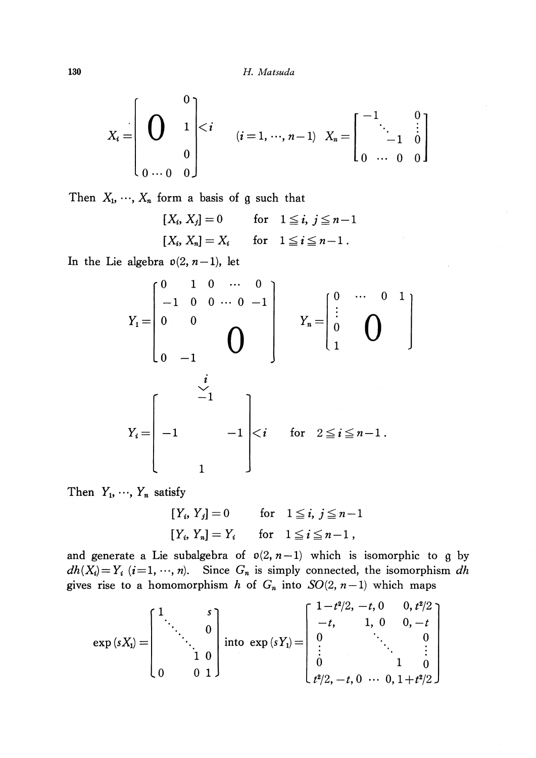$$X_i = \begin{bmatrix} & & & 0 \\ & \mathbf{0} & & 1 \\ & & & 0 \\ 0 & \cdots & 0 & 0 \end{bmatrix} < i \qquad (i=1, \cdots, n-1) \quad X_n = \begin{bmatrix} -1 & & & 0 \\ & \ddots & & \vdots \\ & & -1 & 0 \\ 0 & \cdots & 0 & 0 \end{bmatrix}$$

Then $X_1, \cdots, X_n$ form a basis of $\mathfrak{g}$ such that

$$[X_i, X_j] = 0 \qquad \text{for} \quad 1 \leqq i,\ j \leqq n-1$$

$$[X_i, X_n] = X_i \qquad \text{for} \quad 1 \leqq i \leqq n-1 .$$

In the Lie algebra $\mathfrak{o}(2, n-1)$, let

$$Y_1 = \begin{bmatrix} 0 & 1 & 0 & \cdots & 0 \\ -1 & 0 & 0 \cdots 0 & -1 \\ 0 & 0 & & & \\ & & & \mathbf{0} & \\ 0 & -1 & & & \end{bmatrix} \qquad Y_n = \begin{bmatrix} 0 & \cdots & 0 & 1 \\ \vdots & & & \\ 0 & & \mathbf{0} & \\ 1 & & & \end{bmatrix}$$

$$Y_i = \begin{bmatrix} & \overset{\overset{i}{\vee}}{-1} & \\ -1 & & -1 \\ & & \\ & 1 & \end{bmatrix} < i \qquad \text{for} \quad 2 \leqq i \leqq n-1 .$$

Then $Y_1, \cdots, Y_n$ satisfy

$$[Y_i, Y_j] = 0 \qquad \text{for} \quad 1 \leqq i,\ j \leqq n-1$$

$$[Y_i, Y_n] = Y_i \qquad \text{for} \quad 1 \leqq i \leqq n-1 ,$$

and generate a Lie subalgebra of $\mathfrak{o}(2, n-1)$ which is isomorphic to $\mathfrak{g}$ by $dh(X_i) = Y_i$ $(i=1, \cdots, n)$. Since $G_n$ is simply connected, the isomorphism $dh$ gives rise to a homomorphism $h$ of $G_n$ into $SO(2, n-1)$ which maps

$$\exp(sX_1) = \begin{bmatrix} 1 & & & s \\ & \ddots & & 0 \\ & & 1 & 0 \\ 0 & & 0 & 1 \end{bmatrix} \text{ into } \exp(sY_1) = \begin{bmatrix} 1-t^2/2, & -t, 0 & & 0, t^2/2 \\ -t, & 1, 0 & & 0, -t \\ 0 & & \ddots & 0 \\ \vdots & & & \vdots \\ 0 & & 1 & 0 \\ t^2/2, & -t, 0 & \cdots & 0, 1+t^2/2 \end{bmatrix}$$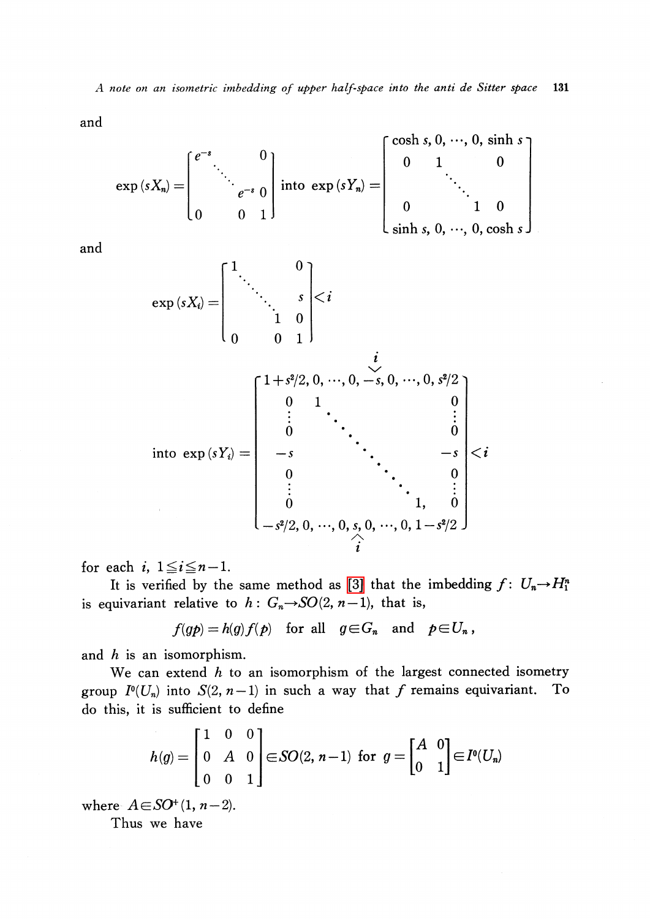and

$$\exp(sX_n)=\begin{bmatrix} e^{-s} & & & 0 \\ & \ddots & & \\ & & e^{-s} & 0 \\ 0 & & 0 & 1 \end{bmatrix} \text{ into } \exp(sY_n)=\begin{bmatrix} \cosh s, 0, \cdots, 0, \sinh s \\ 0 \quad 1 \qquad\quad 0 \\ \ddots \\ 0 \qquad\quad 1 \quad 0 \\ \sinh s, 0, \cdots, 0, \cosh s \end{bmatrix}$$

and

$$\exp(sX_i)=\begin{bmatrix} 1 & & & 0 \\ & \ddots & & s \\ & & 1 & 0 \\ 0 & & 0 & 1 \end{bmatrix} <i$$

$$\text{into } \exp(sY_i)=\begin{bmatrix} 1+s^2/2, 0, \cdots, 0, -s, 0, \cdots, 0, s^2/2 \\ 0 \quad 1 \qquad\qquad\qquad 0 \\ \vdots \qquad \ddots \qquad\qquad \vdots \\ 0 \qquad\qquad\qquad\qquad 0 \\ -s \qquad\quad \ddots \qquad\quad -s \\ 0 \qquad\qquad\qquad\qquad 0 \\ \vdots \qquad\qquad \ddots \qquad \vdots \\ 0 \qquad\qquad\qquad 1, \quad 0 \\ -s^2/2, 0, \cdots, 0, s, 0, \cdots, 0, 1-s^2/2 \end{bmatrix} <i$$

(the $-s$ entries of the first and last rows, and the $s$ entry of the last row, lie in the $i$-th column)

for each $i$, $1 \leqq i \leqq n-1$.

It is verified by the same method as [3] that the imbedding $f\colon U_n \to H_1^n$ is equivariant relative to $h\colon G_n \to SO(2, n-1)$, that is,

$$f(gp)=h(g)f(p) \quad \text{for all} \quad g \in G_n \quad \text{and} \quad p \in U_n,$$

and $h$ is an isomorphism.

We can extend $h$ to an isomorphism of the largest connected isometry group $I^0(U_n)$ into $S(2, n-1)$ in such a way that $f$ remains equivariant. To do this, it is sufficient to define

$$h(g)=\begin{bmatrix} 1 & 0 & 0 \\ 0 & A & 0 \\ 0 & 0 & 1 \end{bmatrix} \in SO(2, n-1) \text{ for } g=\begin{bmatrix} A & 0 \\ 0 & 1 \end{bmatrix} \in I^0(U_n)$$

where $A \in SO^+(1, n-2)$.

Thus we have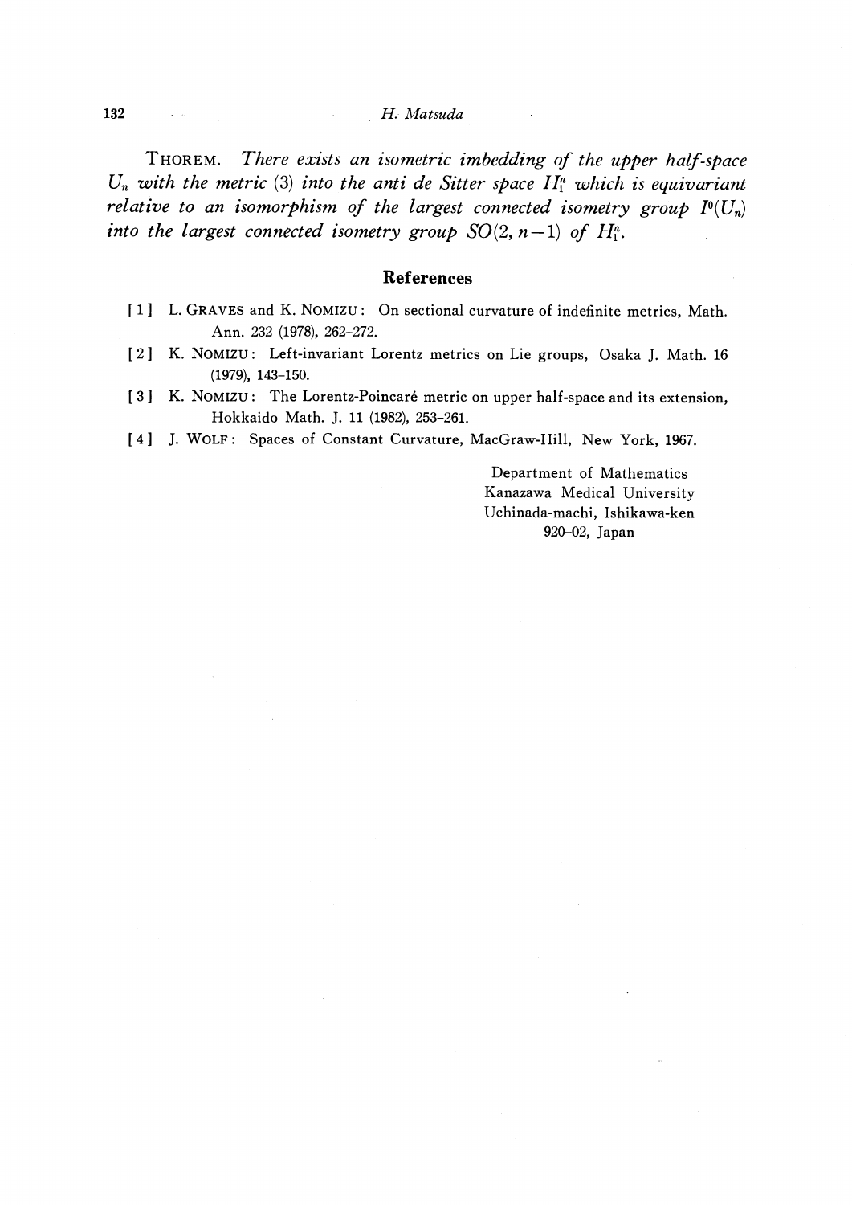THOREM. *There exists an isometric imbedding of the upper half-space $U_n$ with the metric* (3) *into the anti de Sitter space $H_1^n$ which is equivariant relative to an isomorphism of the largest connected isometry group $I^0(U_n)$ into the largest connected isometry group $SO(2, n-1)$ of $H_1^n$.*

## References

[1] L. GRAVES and K. NOMIZU: On sectional curvature of indefinite metrics, Math. Ann. 232 (1978), 262–272.

[2] K. NOMIZU: Left-invariant Lorentz metrics on Lie groups, Osaka J. Math. 16 (1979), 143–150.

[3] K. NOMIZU: The Lorentz-Poincaré metric on upper half-space and its extension, Hokkaido Math. J. 11 (1982), 253–261.

[4] J. WOLF: Spaces of Constant Curvature, MacGraw-Hill, New York, 1967.

Department of Mathematics
Kanazawa Medical University
Uchinada-machi, Ishikawa-ken
920–02, Japan